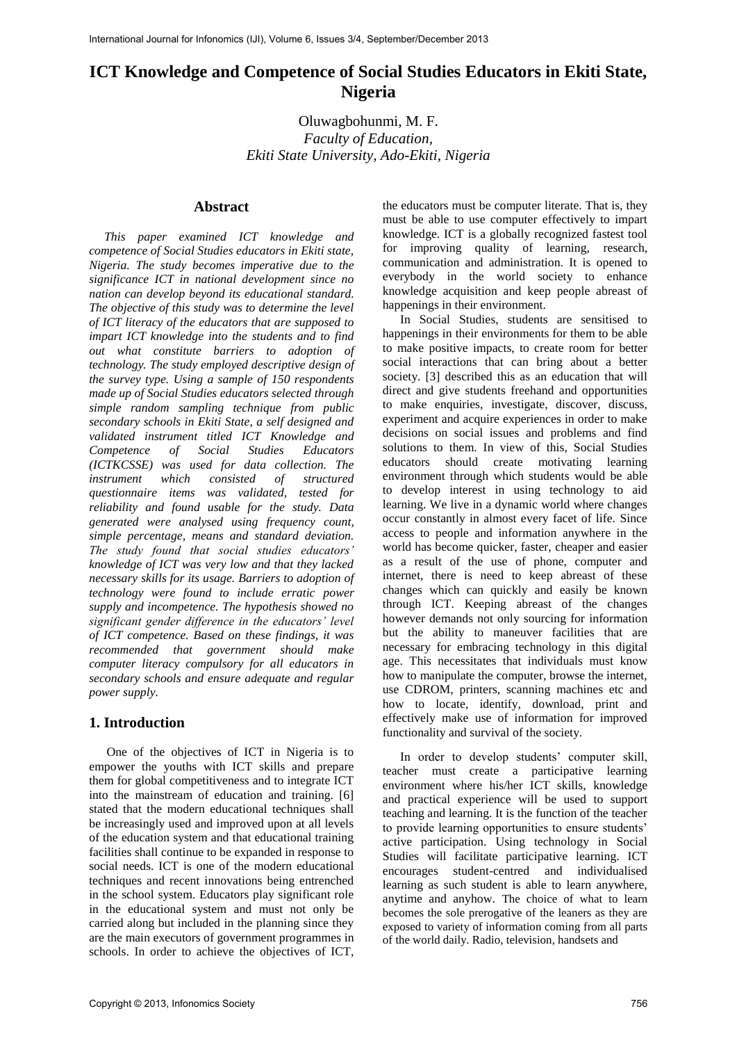# ICT Knowledge and Competence of Social Studies Educators in Ekiti State, Nigeria

Oluwagbohunmi, M. F.
*Faculty of Education,*
*Ekiti State University, Ado-Ekiti, Nigeria*

## Abstract

*This paper examined ICT knowledge and competence of Social Studies educators in Ekiti state, Nigeria. The study becomes imperative due to the significance ICT in national development since no nation can develop beyond its educational standard. The objective of this study was to determine the level of ICT literacy of the educators that are supposed to impart ICT knowledge into the students and to find out what constitute barriers to adoption of technology. The study employed descriptive design of the survey type. Using a sample of 150 respondents made up of Social Studies educators selected through simple random sampling technique from public secondary schools in Ekiti State, a self designed and validated instrument titled ICT Knowledge and Competence of Social Studies Educators (ICTKCSSE) was used for data collection. The instrument which consisted of structured questionnaire items was validated, tested for reliability and found usable for the study. Data generated were analysed using frequency count, simple percentage, means and standard deviation. The study found that social studies educators' knowledge of ICT was very low and that they lacked necessary skills for its usage. Barriers to adoption of technology were found to include erratic power supply and incompetence. The hypothesis showed no significant gender difference in the educators' level of ICT competence. Based on these findings, it was recommended that government should make computer literacy compulsory for all educators in secondary schools and ensure adequate and regular power supply.*

## 1. Introduction

One of the objectives of ICT in Nigeria is to empower the youths with ICT skills and prepare them for global competitiveness and to integrate ICT into the mainstream of education and training. [6] stated that the modern educational techniques shall be increasingly used and improved upon at all levels of the education system and that educational training facilities shall continue to be expanded in response to social needs. ICT is one of the modern educational techniques and recent innovations being entrenched in the school system. Educators play significant role in the educational system and must not only be carried along but included in the planning since they are the main executors of government programmes in schools. In order to achieve the objectives of ICT, the educators must be computer literate. That is, they must be able to use computer effectively to impart knowledge. ICT is a globally recognized fastest tool for improving quality of learning, research, communication and administration. It is opened to everybody in the world society to enhance knowledge acquisition and keep people abreast of happenings in their environment.

In Social Studies, students are sensitised to happenings in their environments for them to be able to make positive impacts, to create room for better social interactions that can bring about a better society. [3] described this as an education that will direct and give students freehand and opportunities to make enquiries, investigate, discover, discuss, experiment and acquire experiences in order to make decisions on social issues and problems and find solutions to them. In view of this, Social Studies educators should create motivating learning environment through which students would be able to develop interest in using technology to aid learning. We live in a dynamic world where changes occur constantly in almost every facet of life. Since access to people and information anywhere in the world has become quicker, faster, cheaper and easier as a result of the use of phone, computer and internet, there is need to keep abreast of these changes which can quickly and easily be known through ICT. Keeping abreast of the changes however demands not only sourcing for information but the ability to maneuver facilities that are necessary for embracing technology in this digital age. This necessitates that individuals must know how to manipulate the computer, browse the internet, use CDROM, printers, scanning machines etc and how to locate, identify, download, print and effectively make use of information for improved functionality and survival of the society.

In order to develop students' computer skill, teacher must create a participative learning environment where his/her ICT skills, knowledge and practical experience will be used to support teaching and learning. It is the function of the teacher to provide learning opportunities to ensure students' active participation. Using technology in Social Studies will facilitate participative learning. ICT encourages student-centred and individualised learning as such student is able to learn anywhere, anytime and anyhow. The choice of what to learn becomes the sole prerogative of the leaners as they are exposed to variety of information coming from all parts of the world daily. Radio, television, handsets and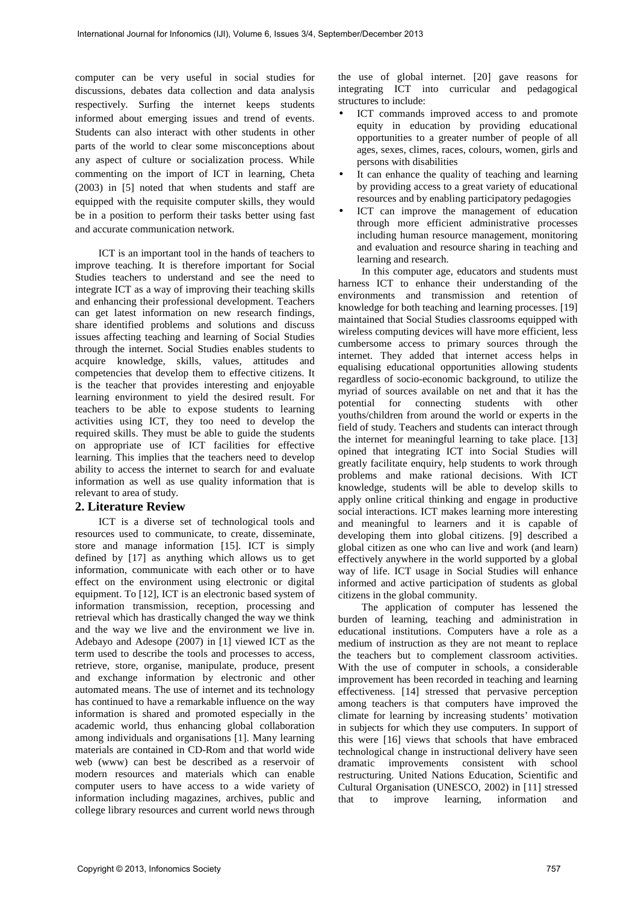computer can be very useful in social studies for discussions, debates data collection and data analysis respectively. Surfing the internet keeps students informed about emerging issues and trend of events. Students can also interact with other students in other parts of the world to clear some misconceptions about any aspect of culture or socialization process. While commenting on the import of ICT in learning, Cheta (2003) in [5] noted that when students and staff are equipped with the requisite computer skills, they would be in a position to perform their tasks better using fast and accurate communication network.

ICT is an important tool in the hands of teachers to improve teaching. It is therefore important for Social Studies teachers to understand and see the need to integrate ICT as a way of improving their teaching skills and enhancing their professional development. Teachers can get latest information on new research findings, share identified problems and solutions and discuss issues affecting teaching and learning of Social Studies through the internet. Social Studies enables students to acquire knowledge, skills, values, attitudes and competencies that develop them to effective citizens. It is the teacher that provides interesting and enjoyable learning environment to yield the desired result. For teachers to be able to expose students to learning activities using ICT, they too need to develop the required skills. They must be able to guide the students on appropriate use of ICT facilities for effective learning. This implies that the teachers need to develop ability to access the internet to search for and evaluate information as well as use quality information that is relevant to area of study.

## 2. Literature Review

ICT is a diverse set of technological tools and resources used to communicate, to create, disseminate, store and manage information [15]. ICT is simply defined by [17] as anything which allows us to get information, communicate with each other or to have effect on the environment using electronic or digital equipment. To [12], ICT is an electronic based system of information transmission, reception, processing and retrieval which has drastically changed the way we think and the way we live and the environment we live in. Adebayo and Adesope (2007) in [1] viewed ICT as the term used to describe the tools and processes to access, retrieve, store, organise, manipulate, produce, present and exchange information by electronic and other automated means. The use of internet and its technology has continued to have a remarkable influence on the way information is shared and promoted especially in the academic world, thus enhancing global collaboration among individuals and organisations [1]. Many learning materials are contained in CD-Rom and that world wide web (www) can best be described as a reservoir of modern resources and materials which can enable computer users to have access to a wide variety of information including magazines, archives, public and college library resources and current world news through the use of global internet. [20] gave reasons for integrating ICT into curricular and pedagogical structures to include:

- ICT commands improved access to and promote equity in education by providing educational opportunities to a greater number of people of all ages, sexes, climes, races, colours, women, girls and persons with disabilities
- It can enhance the quality of teaching and learning by providing access to a great variety of educational resources and by enabling participatory pedagogies
- ICT can improve the management of education through more efficient administrative processes including human resource management, monitoring and evaluation and resource sharing in teaching and learning and research.

In this computer age, educators and students must harness ICT to enhance their understanding of the environments and transmission and retention of knowledge for both teaching and learning processes. [19] maintained that Social Studies classrooms equipped with wireless computing devices will have more efficient, less cumbersome access to primary sources through the internet. They added that internet access helps in equalising educational opportunities allowing students regardless of socio-economic background, to utilize the myriad of sources available on net and that it has the potential for connecting students with other youths/children from around the world or experts in the field of study. Teachers and students can interact through the internet for meaningful learning to take place. [13] opined that integrating ICT into Social Studies will greatly facilitate enquiry, help students to work through problems and make rational decisions. With ICT knowledge, students will be able to develop skills to apply online critical thinking and engage in productive social interactions. ICT makes learning more interesting and meaningful to learners and it is capable of developing them into global citizens. [9] described a global citizen as one who can live and work (and learn) effectively anywhere in the world supported by a global way of life. ICT usage in Social Studies will enhance informed and active participation of students as global citizens in the global community.

The application of computer has lessened the burden of learning, teaching and administration in educational institutions. Computers have a role as a medium of instruction as they are not meant to replace the teachers but to complement classroom activities. With the use of computer in schools, a considerable improvement has been recorded in teaching and learning effectiveness. [14] stressed that pervasive perception among teachers is that computers have improved the climate for learning by increasing students' motivation in subjects for which they use computers. In support of this were [16] views that schools that have embraced technological change in instructional delivery have seen dramatic improvements consistent with school restructuring. United Nations Education, Scientific and Cultural Organisation (UNESCO, 2002) in [11] stressed that to improve learning, information and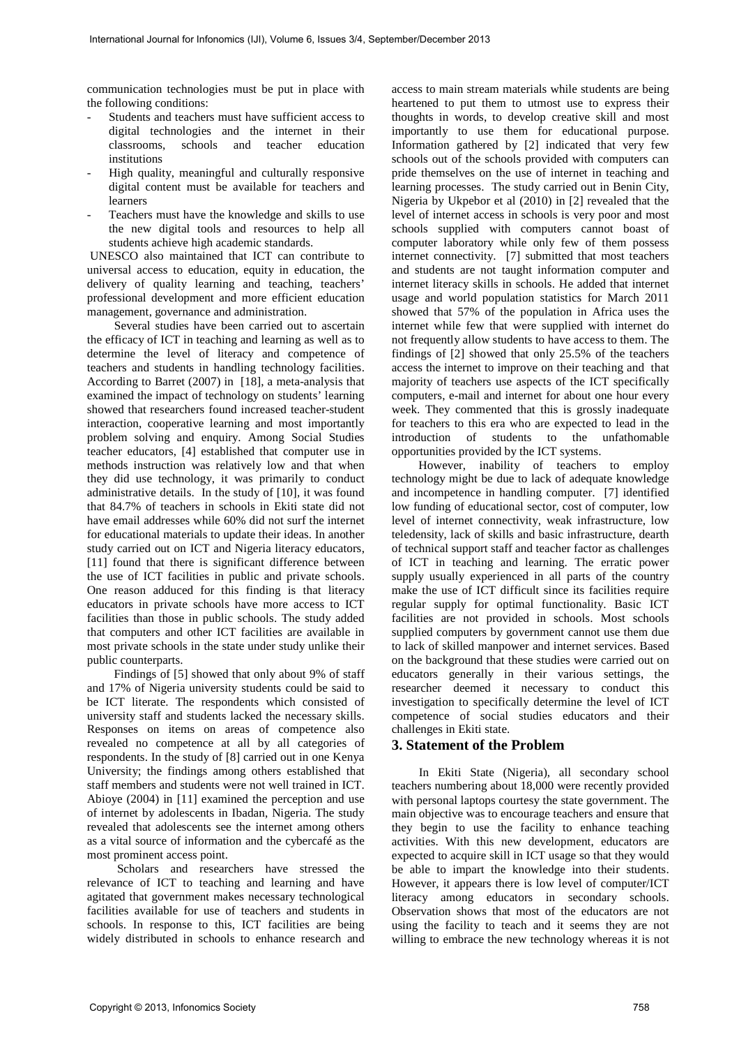communication technologies must be put in place with the following conditions:

- Students and teachers must have sufficient access to digital technologies and the internet in their classrooms, schools and teacher education institutions
- High quality, meaningful and culturally responsive digital content must be available for teachers and learners
- Teachers must have the knowledge and skills to use the new digital tools and resources to help all students achieve high academic standards.

UNESCO also maintained that ICT can contribute to universal access to education, equity in education, the delivery of quality learning and teaching, teachers' professional development and more efficient education management, governance and administration.

Several studies have been carried out to ascertain the efficacy of ICT in teaching and learning as well as to determine the level of literacy and competence of teachers and students in handling technology facilities. According to Barret (2007) in [18], a meta-analysis that examined the impact of technology on students' learning showed that researchers found increased teacher-student interaction, cooperative learning and most importantly problem solving and enquiry. Among Social Studies teacher educators, [4] established that computer use in methods instruction was relatively low and that when they did use technology, it was primarily to conduct administrative details. In the study of [10], it was found that 84.7% of teachers in schools in Ekiti state did not have email addresses while 60% did not surf the internet for educational materials to update their ideas. In another study carried out on ICT and Nigeria literacy educators, [11] found that there is significant difference between the use of ICT facilities in public and private schools. One reason adduced for this finding is that literacy educators in private schools have more access to ICT facilities than those in public schools. The study added that computers and other ICT facilities are available in most private schools in the state under study unlike their public counterparts.

Findings of [5] showed that only about 9% of staff and 17% of Nigeria university students could be said to be ICT literate. The respondents which consisted of university staff and students lacked the necessary skills. Responses on items on areas of competence also revealed no competence at all by all categories of respondents. In the study of [8] carried out in one Kenya University; the findings among others established that staff members and students were not well trained in ICT. Abioye (2004) in [11] examined the perception and use of internet by adolescents in Ibadan, Nigeria. The study revealed that adolescents see the internet among others as a vital source of information and the cybercafé as the most prominent access point.

Scholars and researchers have stressed the relevance of ICT to teaching and learning and have agitated that government makes necessary technological facilities available for use of teachers and students in schools. In response to this, ICT facilities are being widely distributed in schools to enhance research and access to main stream materials while students are being heartened to put them to utmost use to express their thoughts in words, to develop creative skill and most importantly to use them for educational purpose. Information gathered by [2] indicated that very few schools out of the schools provided with computers can pride themselves on the use of internet in teaching and learning processes. The study carried out in Benin City, Nigeria by Ukpebor et al (2010) in [2] revealed that the level of internet access in schools is very poor and most schools supplied with computers cannot boast of computer laboratory while only few of them possess internet connectivity. [7] submitted that most teachers and students are not taught information computer and internet literacy skills in schools. He added that internet usage and world population statistics for March 2011 showed that 57% of the population in Africa uses the internet while few that were supplied with internet do not frequently allow students to have access to them. The findings of [2] showed that only 25.5% of the teachers access the internet to improve on their teaching and that majority of teachers use aspects of the ICT specifically computers, e-mail and internet for about one hour every week. They commented that this is grossly inadequate for teachers to this era who are expected to lead in the introduction of students to the unfathomable opportunities provided by the ICT systems.

However, inability of teachers to employ technology might be due to lack of adequate knowledge and incompetence in handling computer. [7] identified low funding of educational sector, cost of computer, low level of internet connectivity, weak infrastructure, low teledensity, lack of skills and basic infrastructure, dearth of technical support staff and teacher factor as challenges of ICT in teaching and learning. The erratic power supply usually experienced in all parts of the country make the use of ICT difficult since its facilities require regular supply for optimal functionality. Basic ICT facilities are not provided in schools. Most schools supplied computers by government cannot use them due to lack of skilled manpower and internet services. Based on the background that these studies were carried out on educators generally in their various settings, the researcher deemed it necessary to conduct this investigation to specifically determine the level of ICT competence of social studies educators and their challenges in Ekiti state.

## 3. Statement of the Problem

In Ekiti State (Nigeria), all secondary school teachers numbering about 18,000 were recently provided with personal laptops courtesy the state government. The main objective was to encourage teachers and ensure that they begin to use the facility to enhance teaching activities. With this new development, educators are expected to acquire skill in ICT usage so that they would be able to impart the knowledge into their students. However, it appears there is low level of computer/ICT literacy among educators in secondary schools. Observation shows that most of the educators are not using the facility to teach and it seems they are not willing to embrace the new technology whereas it is not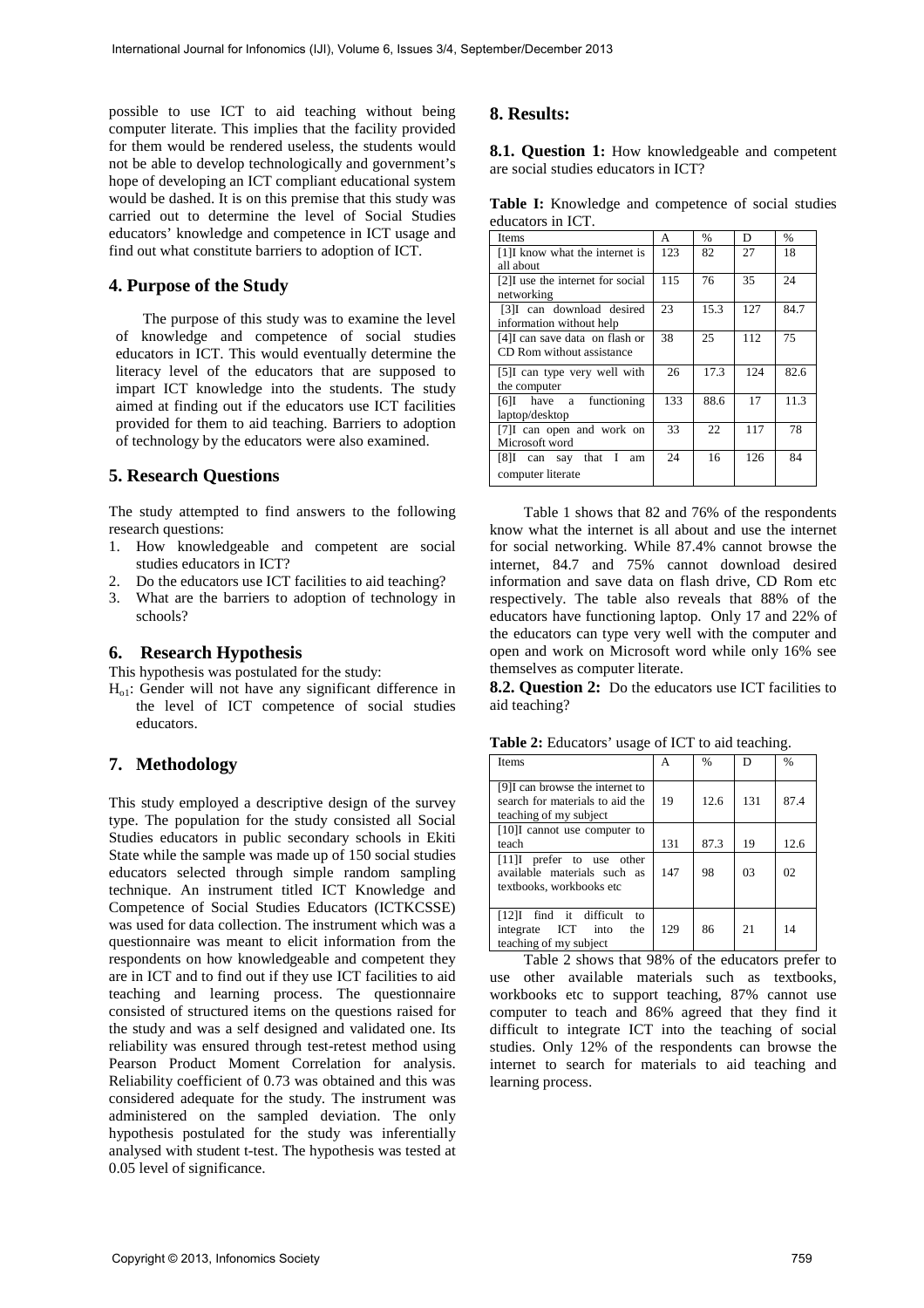possible to use ICT to aid teaching without being computer literate. This implies that the facility provided for them would be rendered useless, the students would not be able to develop technologically and government's hope of developing an ICT compliant educational system would be dashed. It is on this premise that this study was carried out to determine the level of Social Studies educators' knowledge and competence in ICT usage and find out what constitute barriers to adoption of ICT.

## 4. Purpose of the Study

The purpose of this study was to examine the level of knowledge and competence of social studies educators in ICT. This would eventually determine the literacy level of the educators that are supposed to impart ICT knowledge into the students. The study aimed at finding out if the educators use ICT facilities provided for them to aid teaching. Barriers to adoption of technology by the educators were also examined.

## 5. Research Questions

The study attempted to find answers to the following research questions:

1. How knowledgeable and competent are social studies educators in ICT?
2. Do the educators use ICT facilities to aid teaching?
3. What are the barriers to adoption of technology in schools?

## 6. Research Hypothesis

This hypothesis was postulated for the study:

$H_{o1}$: Gender will not have any significant difference in the level of ICT competence of social studies educators.

## 7. Methodology

This study employed a descriptive design of the survey type. The population for the study consisted all Social Studies educators in public secondary schools in Ekiti State while the sample was made up of 150 social studies educators selected through simple random sampling technique. An instrument titled ICT Knowledge and Competence of Social Studies Educators (ICTKCSSE) was used for data collection. The instrument which was a questionnaire was meant to elicit information from the respondents on how knowledgeable and competent they are in ICT and to find out if they use ICT facilities to aid teaching and learning process. The questionnaire consisted of structured items on the questions raised for the study and was a self designed and validated one. Its reliability was ensured through test-retest method using Pearson Product Moment Correlation for analysis. Reliability coefficient of 0.73 was obtained and this was considered adequate for the study. The instrument was administered on the sampled deviation. The only hypothesis postulated for the study was inferentially analysed with student t-test. The hypothesis was tested at 0.05 level of significance.

## 8. Results:

**8.1. Question 1:** How knowledgeable and competent are social studies educators in ICT?

**Table I:** Knowledge and competence of social studies educators in ICT.

| Items | A | % | D | % |
|---|---|---|---|---|
| [1]I know what the internet is all about | 123 | 82 | 27 | 18 |
| [2]I use the internet for social networking | 115 | 76 | 35 | 24 |
| [3]I can download desired information without help | 23 | 15.3 | 127 | 84.7 |
| [4]I can save data on flash or CD Rom without assistance | 38 | 25 | 112 | 75 |
| [5]I can type very well with the computer | 26 | 17.3 | 124 | 82.6 |
| [6]I have a functioning laptop/desktop | 133 | 88.6 | 17 | 11.3 |
| [7]I can open and work on Microsoft word | 33 | 22 | 117 | 78 |
| [8]I can say that I am computer literate | 24 | 16 | 126 | 84 |

Table 1 shows that 82 and 76% of the respondents know what the internet is all about and use the internet for social networking. While 87.4% cannot browse the internet, 84.7 and 75% cannot download desired information and save data on flash drive, CD Rom etc respectively. The table also reveals that 88% of the educators have functioning laptop. Only 17 and 22% of the educators can type very well with the computer and open and work on Microsoft word while only 16% see themselves as computer literate.

**8.2. Question 2:** Do the educators use ICT facilities to aid teaching?

**Table 2:** Educators' usage of ICT to aid teaching.

| Items | A | % | D | % |
|---|---|---|---|---|
| [9]I can browse the internet to search for materials to aid the teaching of my subject | 19 | 12.6 | 131 | 87.4 |
| [10]I cannot use computer to teach | 131 | 87.3 | 19 | 12.6 |
| [11]I prefer to use other available materials such as textbooks, workbooks etc | 147 | 98 | 03 | 02 |
| [12]I find it difficult to integrate ICT into the teaching of my subject | 129 | 86 | 21 | 14 |

Table 2 shows that 98% of the educators prefer to use other available materials such as textbooks, workbooks etc to support teaching, 87% cannot use computer to teach and 86% agreed that they find it difficult to integrate ICT into the teaching of social studies. Only 12% of the respondents can browse the internet to search for materials to aid teaching and learning process.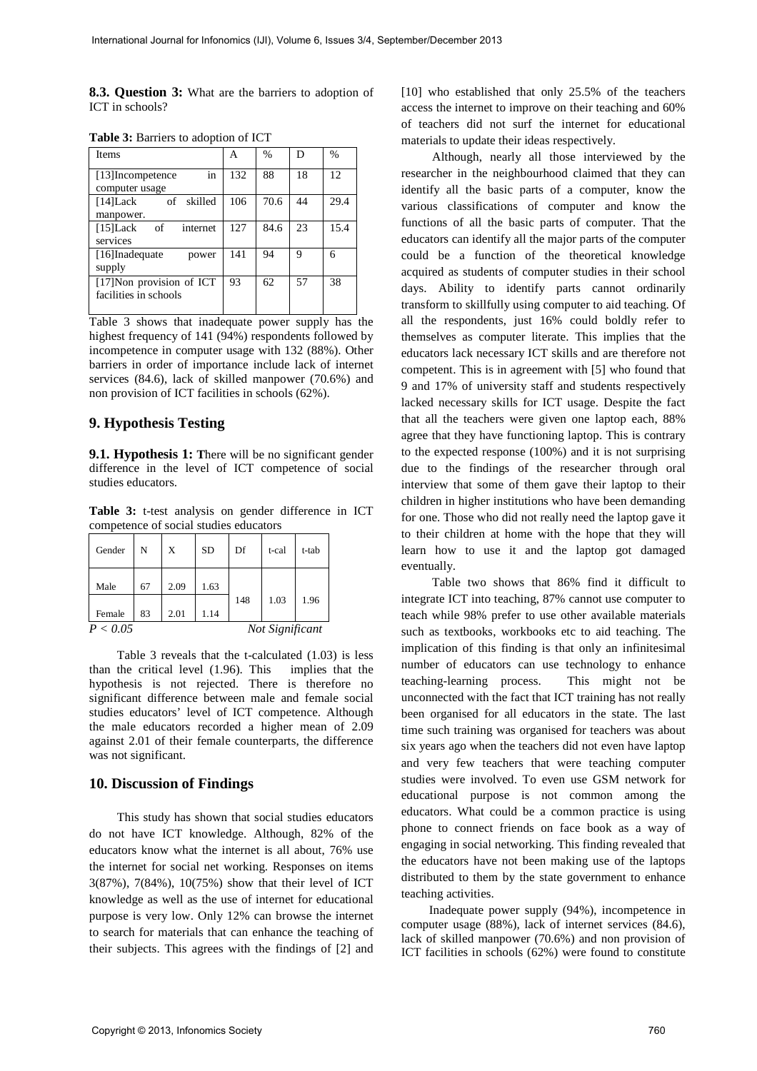**8.3. Question 3:** What are the barriers to adoption of ICT in schools?

**Table 3:** Barriers to adoption of ICT

| Items | A | % | D | % |
|---|---|---|---|---|
| [13]Incompetence in computer usage | 132 | 88 | 18 | 12 |
| [14]Lack of skilled manpower. | 106 | 70.6 | 44 | 29.4 |
| [15]Lack of internet services | 127 | 84.6 | 23 | 15.4 |
| [16]Inadequate power supply | 141 | 94 | 9 | 6 |
| [17]Non provision of ICT facilities in schools | 93 | 62 | 57 | 38 |

Table 3 shows that inadequate power supply has the highest frequency of 141 (94%) respondents followed by incompetence in computer usage with 132 (88%). Other barriers in order of importance include lack of internet services (84.6), lack of skilled manpower (70.6%) and non provision of ICT facilities in schools (62%).

## 9. Hypothesis Testing

**9.1. Hypothesis 1: T**here will be no significant gender difference in the level of ICT competence of social studies educators.

**Table 3:** t-test analysis on gender difference in ICT competence of social studies educators

| Gender | N | X | SD | Df | t-cal | t-tab |
|---|---|---|---|---|---|---|
| Male | 67 | 2.09 | 1.63 | 148 | 1.03 | 1.96 |
| Female | 83 | 2.01 | 1.14 | | | |
| *P < 0.05* | | | | *Not Significant* | | |

Table 3 reveals that the t-calculated (1.03) is less than the critical level (1.96). This implies that the hypothesis is not rejected. There is therefore no significant difference between male and female social studies educators' level of ICT competence. Although the male educators recorded a higher mean of 2.09 against 2.01 of their female counterparts, the difference was not significant.

## 10. Discussion of Findings

This study has shown that social studies educators do not have ICT knowledge. Although, 82% of the educators know what the internet is all about, 76% use the internet for social net working. Responses on items 3(87%), 7(84%), 10(75%) show that their level of ICT knowledge as well as the use of internet for educational purpose is very low. Only 12% can browse the internet to search for materials that can enhance the teaching of their subjects. This agrees with the findings of [2] and [10] who established that only 25.5% of the teachers access the internet to improve on their teaching and 60% of teachers did not surf the internet for educational materials to update their ideas respectively.

Although, nearly all those interviewed by the researcher in the neighbourhood claimed that they can identify all the basic parts of a computer, know the various classifications of computer and know the functions of all the basic parts of computer. That the educators can identify all the major parts of the computer could be a function of the theoretical knowledge acquired as students of computer studies in their school days. Ability to identify parts cannot ordinarily transform to skillfully using computer to aid teaching. Of all the respondents, just 16% could boldly refer to themselves as computer literate. This implies that the educators lack necessary ICT skills and are therefore not competent. This is in agreement with [5] who found that 9 and 17% of university staff and students respectively lacked necessary skills for ICT usage. Despite the fact that all the teachers were given one laptop each, 88% agree that they have functioning laptop. This is contrary to the expected response (100%) and it is not surprising due to the findings of the researcher through oral interview that some of them gave their laptop to their children in higher institutions who have been demanding for one. Those who did not really need the laptop gave it to their children at home with the hope that they will learn how to use it and the laptop got damaged eventually.

Table two shows that 86% find it difficult to integrate ICT into teaching, 87% cannot use computer to teach while 98% prefer to use other available materials such as textbooks, workbooks etc to aid teaching. The implication of this finding is that only an infinitesimal number of educators can use technology to enhance teaching-learning process. This might not be unconnected with the fact that ICT training has not really been organised for all educators in the state. The last time such training was organised for teachers was about six years ago when the teachers did not even have laptop and very few teachers that were teaching computer studies were involved. To even use GSM network for educational purpose is not common among the educators. What could be a common practice is using phone to connect friends on face book as a way of engaging in social networking. This finding revealed that the educators have not been making use of the laptops distributed to them by the state government to enhance teaching activities.

Inadequate power supply (94%), incompetence in computer usage (88%), lack of internet services (84.6), lack of skilled manpower (70.6%) and non provision of ICT facilities in schools (62%) were found to constitute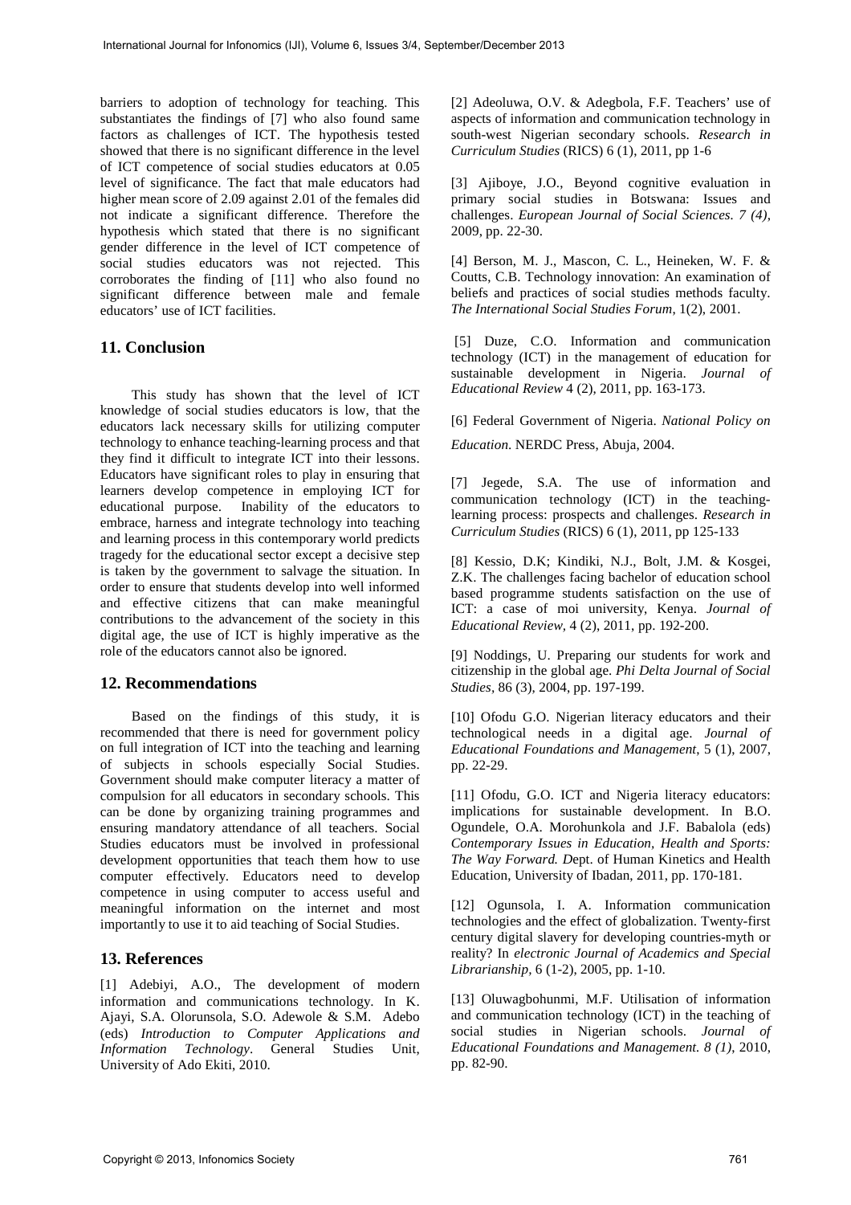barriers to adoption of technology for teaching. This substantiates the findings of [7] who also found same factors as challenges of ICT. The hypothesis tested showed that there is no significant difference in the level of ICT competence of social studies educators at 0.05 level of significance. The fact that male educators had higher mean score of 2.09 against 2.01 of the females did not indicate a significant difference. Therefore the hypothesis which stated that there is no significant gender difference in the level of ICT competence of social studies educators was not rejected. This corroborates the finding of [11] who also found no significant difference between male and female educators' use of ICT facilities.

## 11. Conclusion

This study has shown that the level of ICT knowledge of social studies educators is low, that the educators lack necessary skills for utilizing computer technology to enhance teaching-learning process and that they find it difficult to integrate ICT into their lessons. Educators have significant roles to play in ensuring that learners develop competence in employing ICT for educational purpose. Inability of the educators to embrace, harness and integrate technology into teaching and learning process in this contemporary world predicts tragedy for the educational sector except a decisive step is taken by the government to salvage the situation. In order to ensure that students develop into well informed and effective citizens that can make meaningful contributions to the advancement of the society in this digital age, the use of ICT is highly imperative as the role of the educators cannot also be ignored.

## 12. Recommendations

Based on the findings of this study, it is recommended that there is need for government policy on full integration of ICT into the teaching and learning of subjects in schools especially Social Studies. Government should make computer literacy a matter of compulsion for all educators in secondary schools. This can be done by organizing training programmes and ensuring mandatory attendance of all teachers. Social Studies educators must be involved in professional development opportunities that teach them how to use computer effectively. Educators need to develop competence in using computer to access useful and meaningful information on the internet and most importantly to use it to aid teaching of Social Studies.

## 13. References

[1] Adebiyi, A.O., The development of modern information and communications technology. In K. Ajayi, S.A. Olorunsola, S.O. Adewole & S.M. Adebo (eds) *Introduction to Computer Applications and Information Technology*. General Studies Unit, University of Ado Ekiti, 2010.

[2] Adeoluwa, O.V. & Adegbola, F.F. Teachers' use of aspects of information and communication technology in south-west Nigerian secondary schools. *Research in Curriculum Studies* (RICS) 6 (1), 2011, pp 1-6

[3] Ajiboye, J.O., Beyond cognitive evaluation in primary social studies in Botswana: Issues and challenges. *European Journal of Social Sciences. 7 (4)*, 2009, pp. 22-30.

[4] Berson, M. J., Mascon, C. L., Heineken, W. F. & Coutts, C.B. Technology innovation: An examination of beliefs and practices of social studies methods faculty. *The International Social Studies Forum*, 1(2), 2001.

[5] Duze, C.O. Information and communication technology (ICT) in the management of education for sustainable development in Nigeria. *Journal of Educational Review* 4 (2), 2011, pp. 163-173.

[6] Federal Government of Nigeria. *National Policy on Education*. NERDC Press, Abuja, 2004.

[7] Jegede, S.A. The use of information and communication technology (ICT) in the teaching-learning process: prospects and challenges. *Research in Curriculum Studies* (RICS) 6 (1), 2011, pp 125-133

[8] Kessio, D.K; Kindiki, N.J., Bolt, J.M. & Kosgei, Z.K. The challenges facing bachelor of education school based programme students satisfaction on the use of ICT: a case of moi university, Kenya. *Journal of Educational Review*, 4 (2), 2011, pp. 192-200.

[9] Noddings, U. Preparing our students for work and citizenship in the global age. *Phi Delta Journal of Social Studies*, 86 (3), 2004, pp. 197-199.

[10] Ofodu G.O. Nigerian literacy educators and their technological needs in a digital age. *Journal of Educational Foundations and Management*, 5 (1), 2007, pp. 22-29.

[11] Ofodu, G.O. ICT and Nigeria literacy educators: implications for sustainable development. In B.O. Ogundele, O.A. Morohunkola and J.F. Babalola (eds) *Contemporary Issues in Education, Health and Sports: The Way Forward. D*ept. of Human Kinetics and Health Education, University of Ibadan, 2011, pp. 170-181.

[12] Ogunsola, I. A. Information communication technologies and the effect of globalization. Twenty-first century digital slavery for developing countries-myth or reality? In *electronic Journal of Academics and Special Librarianship*, 6 (1-2), 2005, pp. 1-10.

[13] Oluwagbohunmi, M.F. Utilisation of information and communication technology (ICT) in the teaching of social studies in Nigerian schools. *Journal of Educational Foundations and Management. 8 (1)*, 2010, pp. 82-90.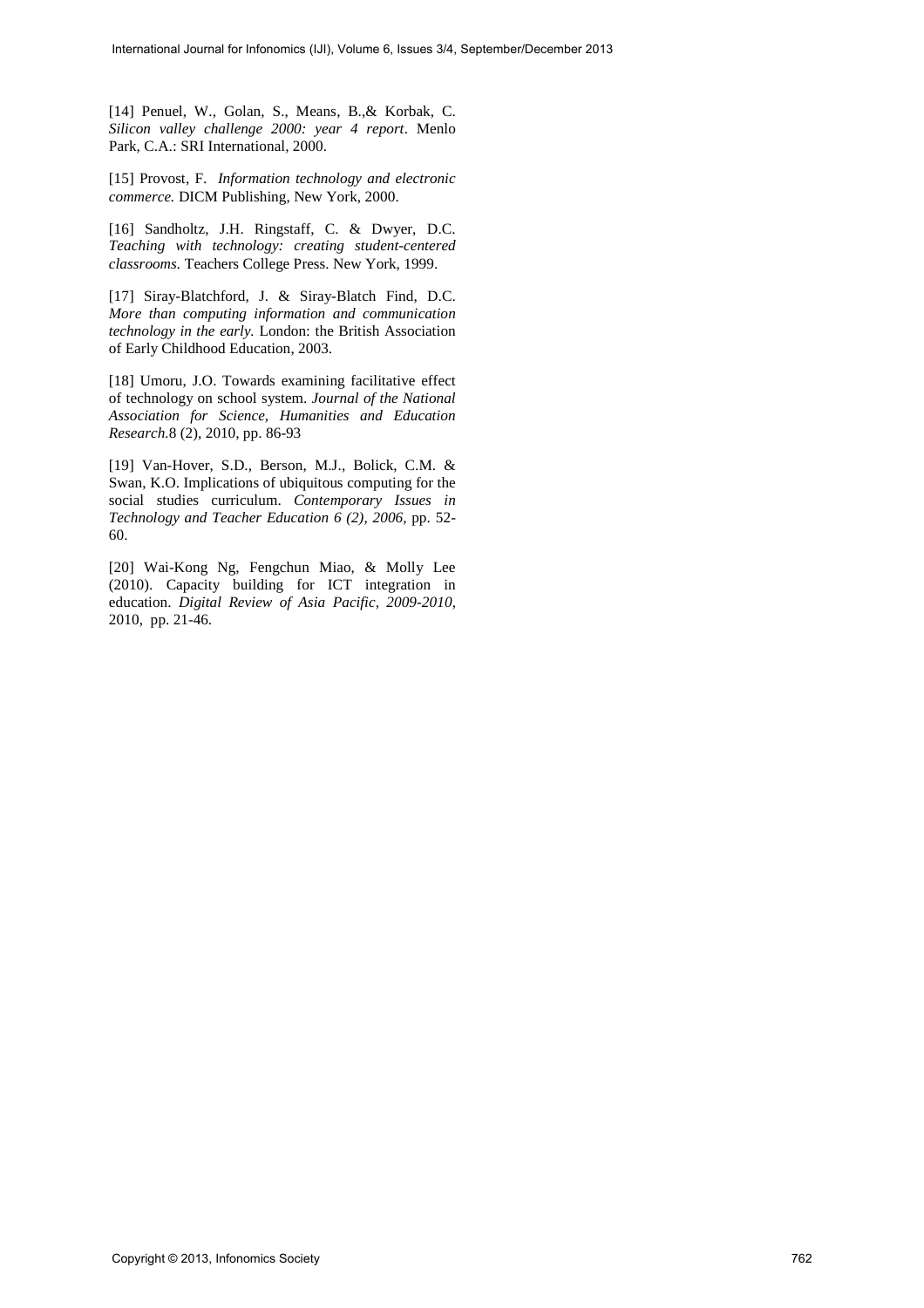[14] Penuel, W., Golan, S., Means, B.,& Korbak, C. *Silicon valley challenge 2000: year 4 report*. Menlo Park, C.A.: SRI International, 2000.

[15] Provost, F. *Information technology and electronic commerce.* DICM Publishing, New York, 2000.

[16] Sandholtz, J.H. Ringstaff, C. & Dwyer, D.C. *Teaching with technology: creating student-centered classrooms*. Teachers College Press. New York, 1999.

[17] Siray-Blatchford, J. & Siray-Blatch Find, D.C. *More than computing information and communication technology in the early.* London: the British Association of Early Childhood Education, 2003.

[18] Umoru, J.O. Towards examining facilitative effect of technology on school system. *Journal of the National Association for Science, Humanities and Education Research.*8 (2), 2010, pp. 86-93

[19] Van-Hover, S.D., Berson, M.J., Bolick, C.M. & Swan, K.O. Implications of ubiquitous computing for the social studies curriculum. *Contemporary Issues in Technology and Teacher Education 6 (2), 2006,* pp. 52-60.

[20] Wai-Kong Ng, Fengchun Miao, & Molly Lee (2010). Capacity building for ICT integration in education. *Digital Review of Asia Pacific, 2009-2010*, 2010, pp. 21-46.